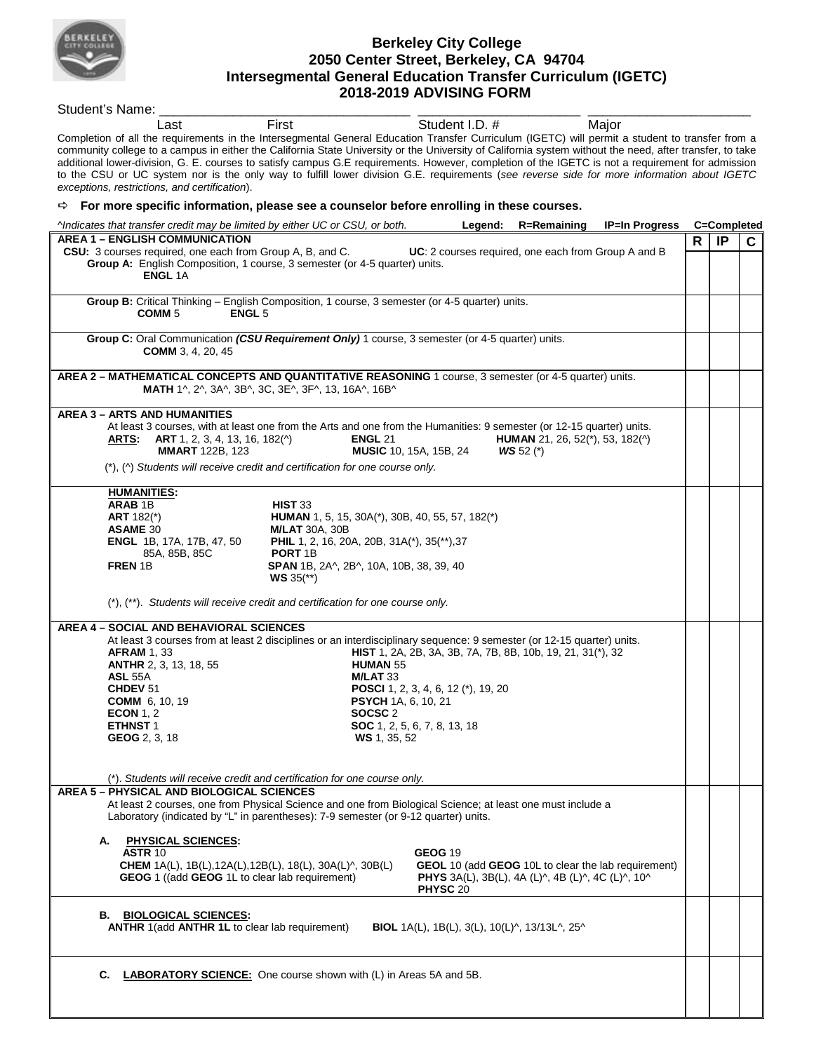# Berkeley City College
## 2050 Center Street, Berkeley, CA 94704
## Intersegmental General Education Transfer Curriculum (IGETC)
## 2018-2019 ADVISING FORM

Student's Name: ___________________________________ ______________________ ______________________

Last First Student I.D. # Major

Completion of all the requirements in the Intersegmental General Education Transfer Curriculum (IGETC) will permit a student to transfer from a community college to a campus in either the California State University or the University of California system without the need, after transfer, to take additional lower-division, G. E. courses to satisfy campus G.E requirements. However, completion of the IGETC is not a requirement for admission to the CSU or UC system nor is the only way to fulfill lower division G.E. requirements (*see reverse side for more information about IGETC exceptions, restrictions, and certification*).

⇨ **For more specific information, please see a counselor before enrolling in these courses.**

*^Indicates that transfer credit may be limited by either UC or CSU, or both.* **Legend: R=Remaining IP=In Progress C=Completed**

| Requirements | R | IP | C |
|---|---|---|---|
| **AREA 1 – ENGLISH COMMUNICATION**<br>**CSU:** 3 courses required, one each from Group A, B, and C. **UC**: 2 courses required, one each from Group A and B<br>**Group A:** English Composition, 1 course, 3 semester (or 4-5 quarter) units.<br>**ENGL** 1A | | | |
| **Group B:** Critical Thinking – English Composition, 1 course, 3 semester (or 4-5 quarter) units.<br>**COMM** 5 **ENGL** 5 | | | |
| **Group C:** Oral Communication ***(CSU Requirement Only)*** 1 course, 3 semester (or 4-5 quarter) units.<br>**COMM** 3, 4, 20, 45 | | | |
| **AREA 2 – MATHEMATICAL CONCEPTS AND QUANTITATIVE REASONING** 1 course, 3 semester (or 4-5 quarter) units.<br>**MATH** 1^, 2^, 3A^, 3B^, 3C, 3E^, 3F^, 13, 16A^, 16B^ | | | |
| **AREA 3 – ARTS AND HUMANITIES**<br>At least 3 courses, with at least one from the Arts and one from the Humanities: 9 semester (or 12-15 quarter) units.<br>**ARTS: ART** 1, 2, 3, 4, 13, 16, 182(^) **ENGL** 21 **HUMAN** 21, 26, 52(*), 53, 182(^)<br>**MMART** 122B, 123 **MUSIC** 10, 15A, 15B, 24 ***WS*** 52 (*)<br>(*), (^) *Students will receive credit and certification for one course only.* | | | |
| **HUMANITIES:**<br>**ARAB** 1B<br>**ART** 182(*)<br>**ASAME** 30<br>**ENGL** 1B, 17A, 17B, 47, 50, 85A, 85B, 85C<br>**FREN** 1B<br>**HIST** 33<br>**HUMAN** 1, 5, 15, 30A(*), 30B, 40, 55, 57, 182(*)<br>**M/LAT** 30A, 30B<br>**PHIL** 1, 2, 16, 20A, 20B, 31A(*), 35(**),37<br>**PORT** 1B<br>**SPAN** 1B, 2A^, 2B^, 10A, 10B, 38, 39, 40<br>**WS** 35(**)<br>(*), (**). *Students will receive credit and certification for one course only.* | | | |
| **AREA 4 – SOCIAL AND BEHAVIORAL SCIENCES**<br>At least 3 courses from at least 2 disciplines or an interdisciplinary sequence: 9 semester (or 12-15 quarter) units.<br>**AFRAM** 1, 33<br>**ANTHR** 2, 3, 13, 18, 55<br>**ASL** 55A<br>**CHDEV** 51<br>**COMM** 6, 10, 19<br>**ECON** 1, 2<br>**ETHNST** 1<br>**GEOG** 2, 3, 18<br>**HIST** 1, 2A, 2B, 3A, 3B, 7A, 7B, 8B, 10b, 19, 21, 31(*), 32<br>**HUMAN** 55<br>**M/LAT** 33<br>**POSCI** 1, 2, 3, 4, 6, 12 (*), 19, 20<br>**PSYCH** 1A, 6, 10, 21<br>**SOCSC** 2<br>**SOC** 1, 2, 5, 6, 7, 8, 13, 18<br>**WS** 1, 35, 52<br>(*). *Students will receive credit and certification for one course only.* | | | |
| **AREA 5 – PHYSICAL AND BIOLOGICAL SCIENCES**<br>At least 2 courses, one from Physical Science and one from Biological Science; at least one must include a Laboratory (indicated by "L" in parentheses): 7-9 semester (or 9-12 quarter) units.<br>**A. PHYSICAL SCIENCES:**<br>**ASTR** 10<br>**CHEM** 1A(L), 1B(L),12A(L),12B(L), 18(L), 30A(L)^, 30B(L)<br>**GEOG** 1 ((add **GEOG** 1L to clear lab requirement)<br>**GEOG** 19<br>**GEOL** 10 (add **GEOL** 10L to clear the lab requirement)<br>**PHYS** 3A(L), 3B(L), 4A (L)^, 4B (L)^, 4C (L)^, 10^<br>**PHYSC** 20 | | | |
| **B. BIOLOGICAL SCIENCES:**<br>**ANTHR** 1(add **ANTHR 1L** to clear lab requirement) **BIOL** 1A(L), 1B(L), 3(L), 10(L)^, 13/13L^, 25^ | | | |
| **C. LABORATORY SCIENCE:** One course shown with (L) in Areas 5A and 5B. | | | |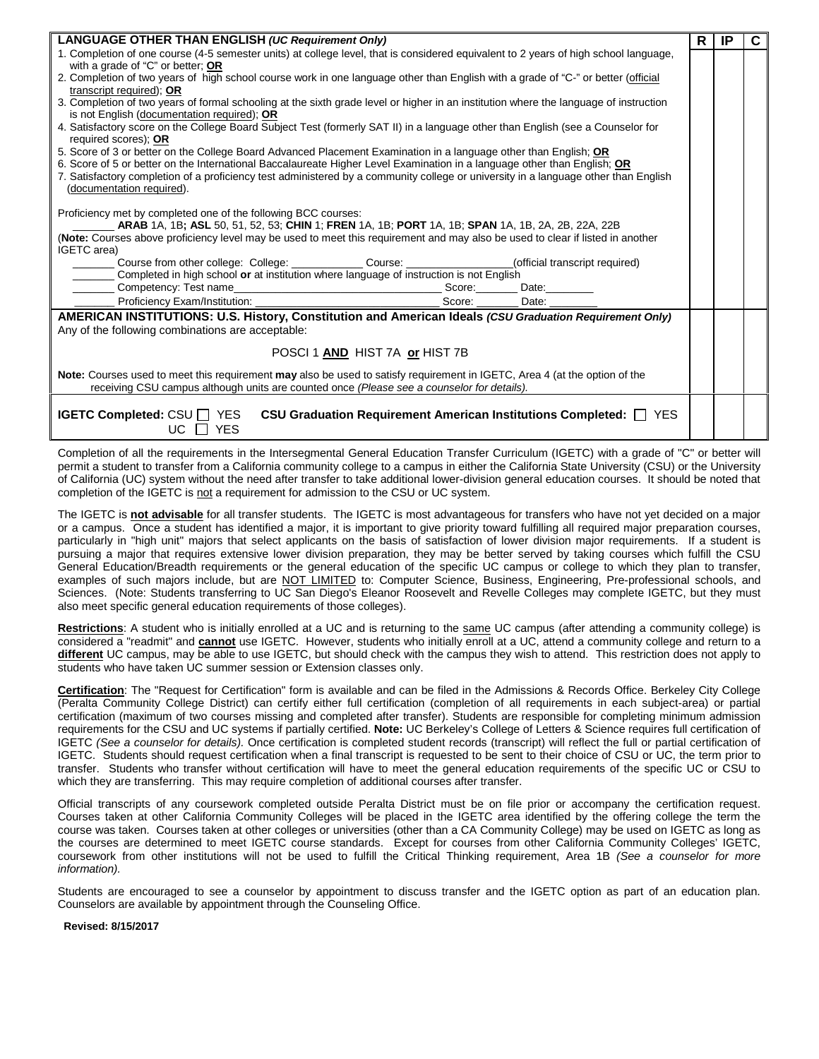| LANGUAGE OTHER THAN ENGLISH *(UC Requirement Only)* | R | IP | C |
|---|---|---|---|
| 1. Completion of one course (4-5 semester units) at college level, that is considered equivalent to 2 years of high school language, with a grade of "C" or better; **OR**<br>2. Completion of two years of high school course work in one language other than English with a grade of "C-" or better (official transcript required); **OR**<br>3. Completion of two years of formal schooling at the sixth grade level or higher in an institution where the language of instruction is not English (documentation required); **OR**<br>4. Satisfactory score on the College Board Subject Test (formerly SAT II) in a language other than English (see a Counselor for required scores); **OR**<br>5. Score of 3 or better on the College Board Advanced Placement Examination in a language other than English; **OR**<br>6. Score of 5 or better on the International Baccalaureate Higher Level Examination in a language other than English; **OR**<br>7. Satisfactory completion of a proficiency test administered by a community college or university in a language other than English (documentation required).<br><br>Proficiency met by completed one of the following BCC courses:<br>_______ **ARAB** 1A, 1B**; ASL** 50, 51, 52, 53; **CHIN** 1; **FREN** 1A, 1B; **PORT** 1A, 1B; **SPAN** 1A, 1B, 2A, 2B, 22A, 22B<br>(**Note:** Courses above proficiency level may be used to meet this requirement and may also be used to clear if listed in another IGETC area)<br>_______ Course from other college: College: ____________ Course: __________________(official transcript required)<br>_______ Completed in high school **or** at institution where language of instruction is not English<br>_______ Competency: Test name__________________________________ Score:_______ Date:________<br>_______ Proficiency Exam/Institution: ______________________________ Score: _______ Date: ________ | | | |
| **AMERICAN INSTITUTIONS: U.S. History, Constitution and American Ideals** ***(CSU Graduation Requirement Only)***<br>Any of the following combinations are acceptable:<br><br>POSCI 1 **AND** HIST 7A **or** HIST 7B<br><br>**Note:** Courses used to meet this requirement **may** also be used to satisfy requirement in IGETC, Area 4 (at the option of the receiving CSU campus although units are counted once *(Please see a counselor for details).* | | | |
| **IGETC Completed:** CSU ☐ YES UC ☐ YES **CSU Graduation Requirement American Institutions Completed:** ☐ YES | | | |

Completion of all the requirements in the Intersegmental General Education Transfer Curriculum (IGETC) with a grade of "C" or better will permit a student to transfer from a California community college to a campus in either the California State University (CSU) or the University of California (UC) system without the need after transfer to take additional lower-division general education courses. It should be noted that completion of the IGETC is not a requirement for admission to the CSU or UC system.

The IGETC is **not advisable** for all transfer students. The IGETC is most advantageous for transfers who have not yet decided on a major or a campus. Once a student has identified a major, it is important to give priority toward fulfilling all required major preparation courses, particularly in "high unit" majors that select applicants on the basis of satisfaction of lower division major requirements. If a student is pursuing a major that requires extensive lower division preparation, they may be better served by taking courses which fulfill the CSU General Education/Breadth requirements or the general education of the specific UC campus or college to which they plan to transfer, examples of such majors include, but are NOT LIMITED to: Computer Science, Business, Engineering, Pre-professional schools, and Sciences. (Note: Students transferring to UC San Diego's Eleanor Roosevelt and Revelle Colleges may complete IGETC, but they must also meet specific general education requirements of those colleges).

**Restrictions**: A student who is initially enrolled at a UC and is returning to the same UC campus (after attending a community college) is considered a "readmit" and **cannot** use IGETC. However, students who initially enroll at a UC, attend a community college and return to a **different** UC campus, may be able to use IGETC, but should check with the campus they wish to attend. This restriction does not apply to students who have taken UC summer session or Extension classes only.

**Certification**: The "Request for Certification" form is available and can be filed in the Admissions & Records Office. Berkeley City College (Peralta Community College District) can certify either full certification (completion of all requirements in each subject-area) or partial certification (maximum of two courses missing and completed after transfer). Students are responsible for completing minimum admission requirements for the CSU and UC systems if partially certified. **Note:** UC Berkeley's College of Letters & Science requires full certification of IGETC *(See a counselor for details)*. Once certification is completed student records (transcript) will reflect the full or partial certification of IGETC. Students should request certification when a final transcript is requested to be sent to their choice of CSU or UC, the term prior to transfer. Students who transfer without certification will have to meet the general education requirements of the specific UC or CSU to which they are transferring. This may require completion of additional courses after transfer.

Official transcripts of any coursework completed outside Peralta District must be on file prior or accompany the certification request. Courses taken at other California Community Colleges will be placed in the IGETC area identified by the offering college the term the course was taken. Courses taken at other colleges or universities (other than a CA Community College) may be used on IGETC as long as the courses are determined to meet IGETC course standards. Except for courses from other California Community Colleges' IGETC, coursework from other institutions will not be used to fulfill the Critical Thinking requirement, Area 1B *(See a counselor for more information).*

Students are encouraged to see a counselor by appointment to discuss transfer and the IGETC option as part of an education plan. Counselors are available by appointment through the Counseling Office.

**Revised: 8/15/2017**